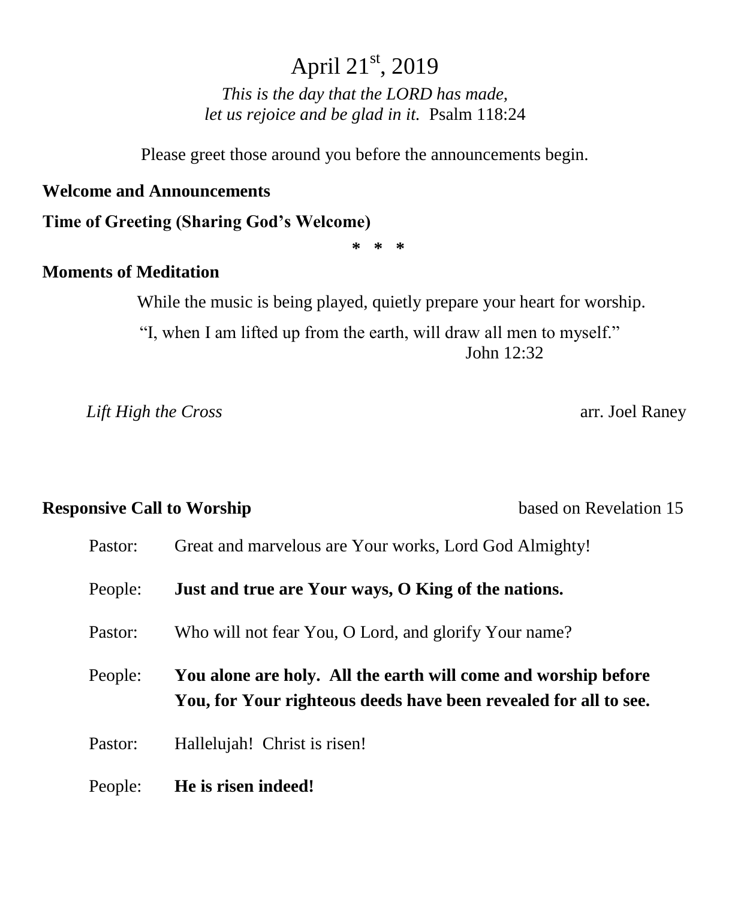# April 21st, 2019

*This is the day that the LORD has made,*
*let us rejoice and be glad in it.* Psalm 118:24

Please greet those around you before the announcements begin.

**Welcome and Announcements**

**Time of Greeting (Sharing God's Welcome)**

\* \* \*

**Moments of Meditation**

While the music is being played, quietly prepare your heart for worship.

"I, when I am lifted up from the earth, will draw all men to myself."
John 12:32

*Lift High the Cross* arr. Joel Raney

**Responsive Call to Worship** based on Revelation 15

Pastor: Great and marvelous are Your works, Lord God Almighty!

People: **Just and true are Your ways, O King of the nations.**

Pastor: Who will not fear You, O Lord, and glorify Your name?

People: **You alone are holy. All the earth will come and worship before You, for Your righteous deeds have been revealed for all to see.**

Pastor: Hallelujah! Christ is risen!

People: **He is risen indeed!**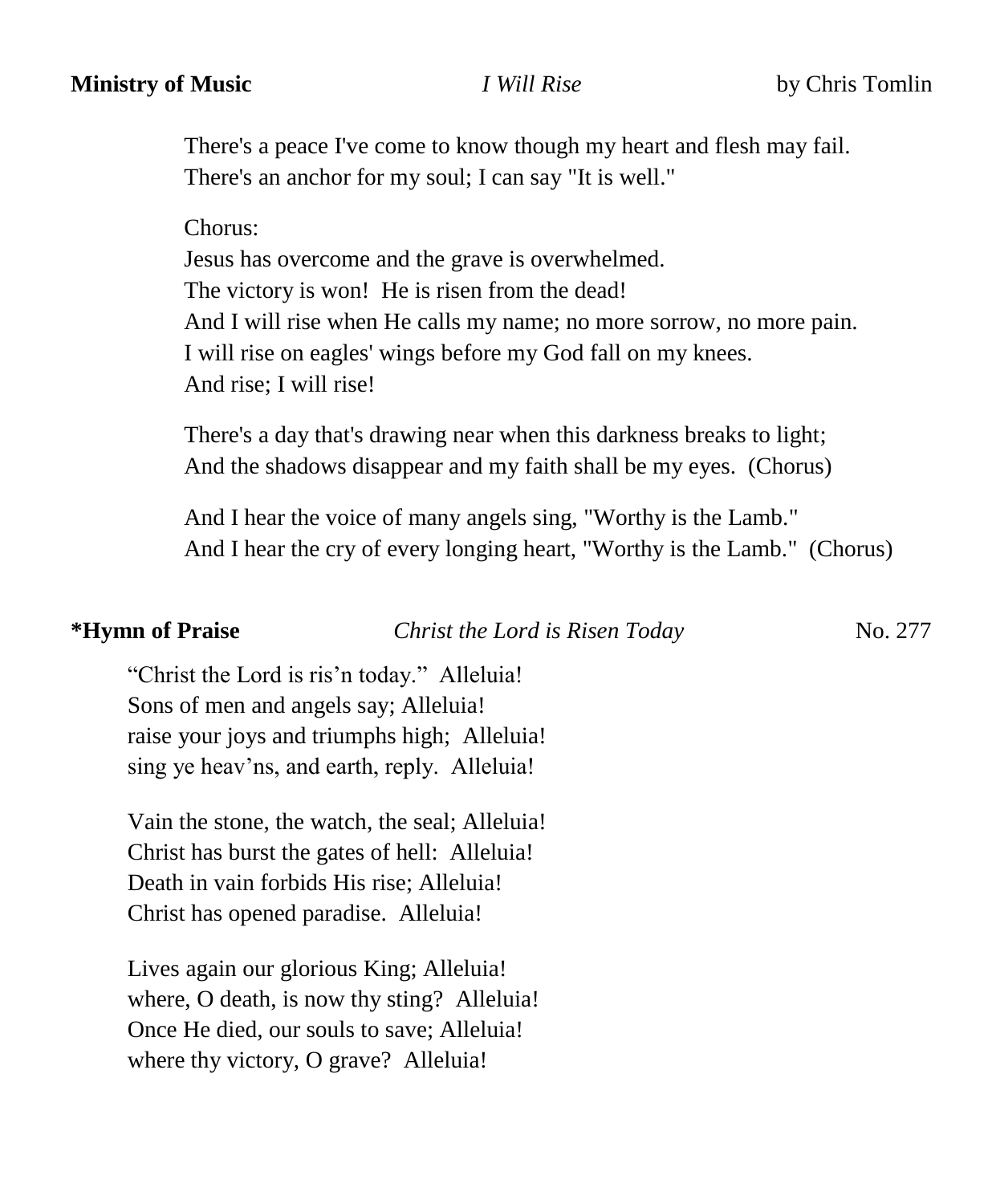**Ministry of Music** *I Will Rise* by Chris Tomlin

There's a peace I've come to know though my heart and flesh may fail.
There's an anchor for my soul; I can say "It is well."

Chorus:
Jesus has overcome and the grave is overwhelmed.
The victory is won! He is risen from the dead!
And I will rise when He calls my name; no more sorrow, no more pain.
I will rise on eagles' wings before my God fall on my knees.
And rise; I will rise!

There's a day that's drawing near when this darkness breaks to light;
And the shadows disappear and my faith shall be my eyes. (Chorus)

And I hear the voice of many angels sing, "Worthy is the Lamb."
And I hear the cry of every longing heart, "Worthy is the Lamb." (Chorus)

**\*Hymn of Praise** *Christ the Lord is Risen Today* No. 277

"Christ the Lord is ris'n today." Alleluia!
Sons of men and angels say; Alleluia!
raise your joys and triumphs high; Alleluia!
sing ye heav'ns, and earth, reply. Alleluia!

Vain the stone, the watch, the seal; Alleluia!
Christ has burst the gates of hell: Alleluia!
Death in vain forbids His rise; Alleluia!
Christ has opened paradise. Alleluia!

Lives again our glorious King; Alleluia!
where, O death, is now thy sting? Alleluia!
Once He died, our souls to save; Alleluia!
where thy victory, O grave? Alleluia!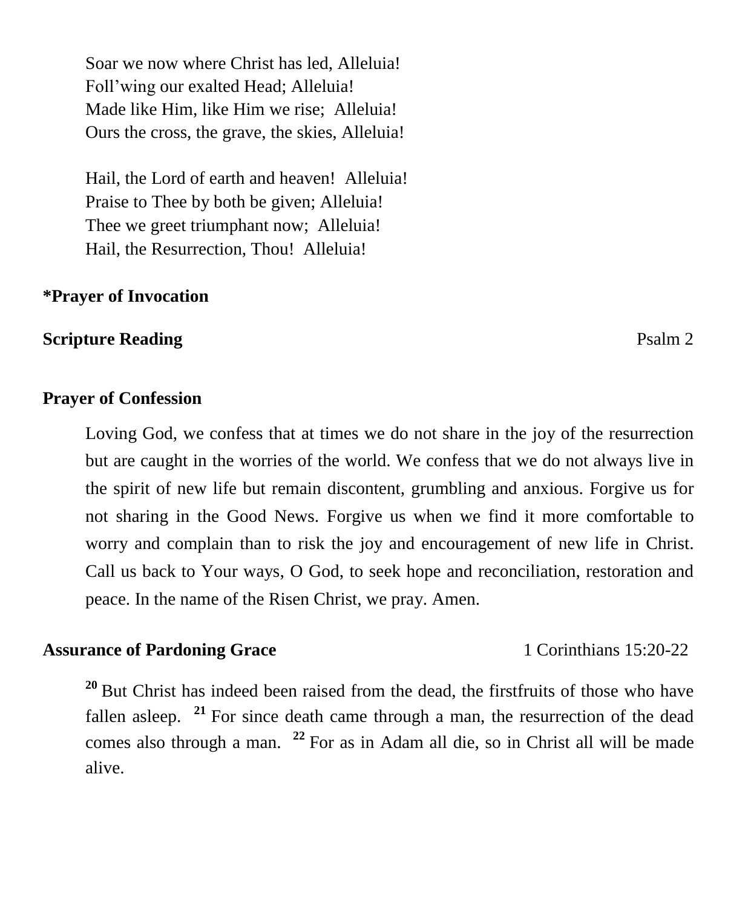Soar we now where Christ has led, Alleluia!
Foll'wing our exalted Head; Alleluia!
Made like Him, like Him we rise; Alleluia!
Ours the cross, the grave, the skies, Alleluia!

Hail, the Lord of earth and heaven! Alleluia!
Praise to Thee by both be given; Alleluia!
Thee we greet triumphant now; Alleluia!
Hail, the Resurrection, Thou! Alleluia!

**\*Prayer of Invocation**

**Scripture Reading** Psalm 2

**Prayer of Confession**

Loving God, we confess that at times we do not share in the joy of the resurrection but are caught in the worries of the world. We confess that we do not always live in the spirit of new life but remain discontent, grumbling and anxious. Forgive us for not sharing in the Good News. Forgive us when we find it more comfortable to worry and complain than to risk the joy and encouragement of new life in Christ. Call us back to Your ways, O God, to seek hope and reconciliation, restoration and peace. In the name of the Risen Christ, we pray. Amen.

**Assurance of Pardoning Grace** 1 Corinthians 15:20-22

[20] But Christ has indeed been raised from the dead, the firstfruits of those who have fallen asleep. [21] For since death came through a man, the resurrection of the dead comes also through a man. [22] For as in Adam all die, so in Christ all will be made alive.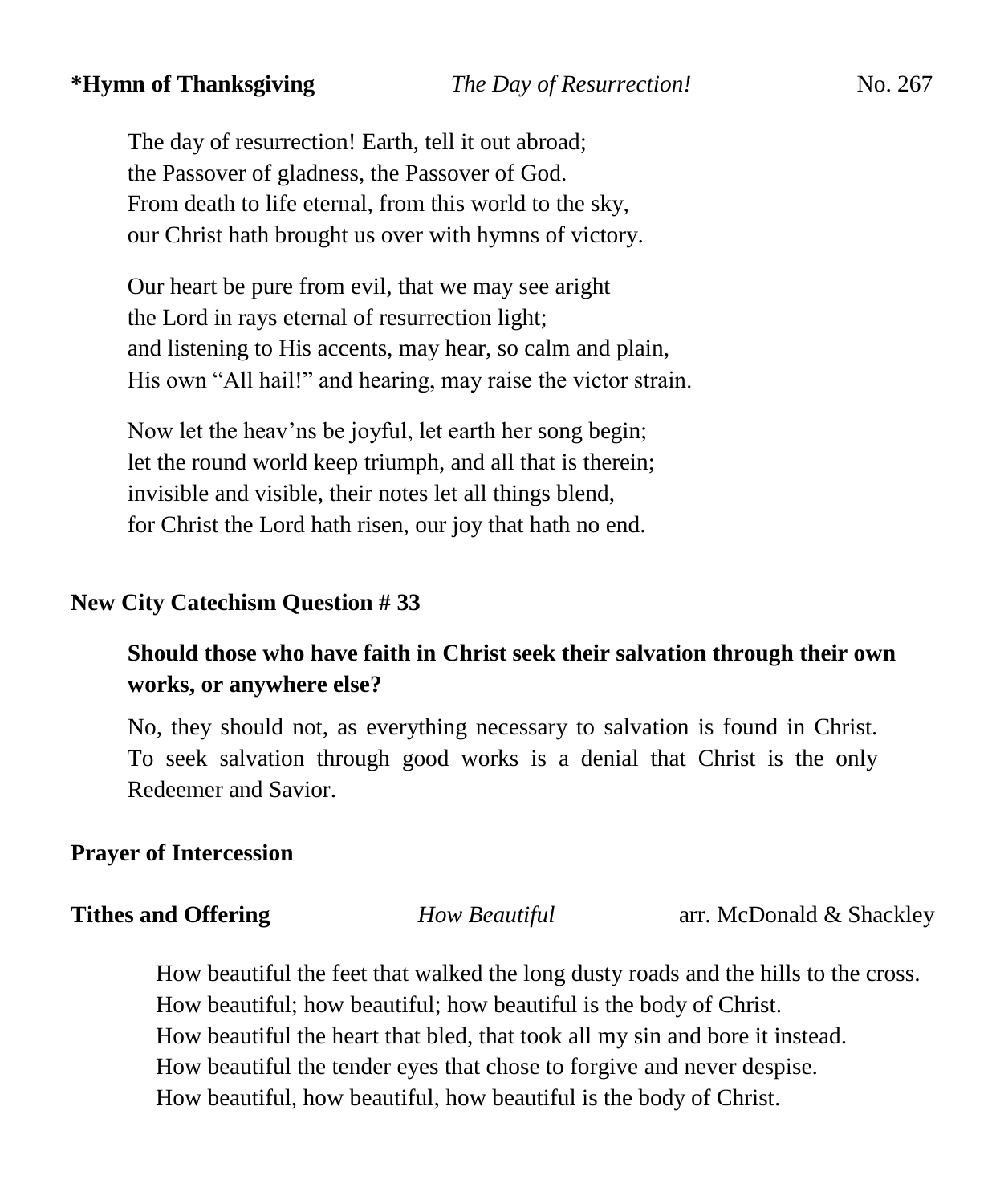**\*Hymn of Thanksgiving** *The Day of Resurrection!* No. 267

The day of resurrection! Earth, tell it out abroad;
the Passover of gladness, the Passover of God.
From death to life eternal, from this world to the sky,
our Christ hath brought us over with hymns of victory.

Our heart be pure from evil, that we may see aright
the Lord in rays eternal of resurrection light;
and listening to His accents, may hear, so calm and plain,
His own "All hail!" and hearing, may raise the victor strain.

Now let the heav'ns be joyful, let earth her song begin;
let the round world keep triumph, and all that is therein;
invisible and visible, their notes let all things blend,
for Christ the Lord hath risen, our joy that hath no end.

**New City Catechism Question # 33**

**Should those who have faith in Christ seek their salvation through their own works, or anywhere else?**

No, they should not, as everything necessary to salvation is found in Christ. To seek salvation through good works is a denial that Christ is the only Redeemer and Savior.

**Prayer of Intercession**

**Tithes and Offering** *How Beautiful* arr. McDonald & Shackley

How beautiful the feet that walked the long dusty roads and the hills to the cross.
How beautiful; how beautiful; how beautiful is the body of Christ.
How beautiful the heart that bled, that took all my sin and bore it instead.
How beautiful the tender eyes that chose to forgive and never despise.
How beautiful, how beautiful, how beautiful is the body of Christ.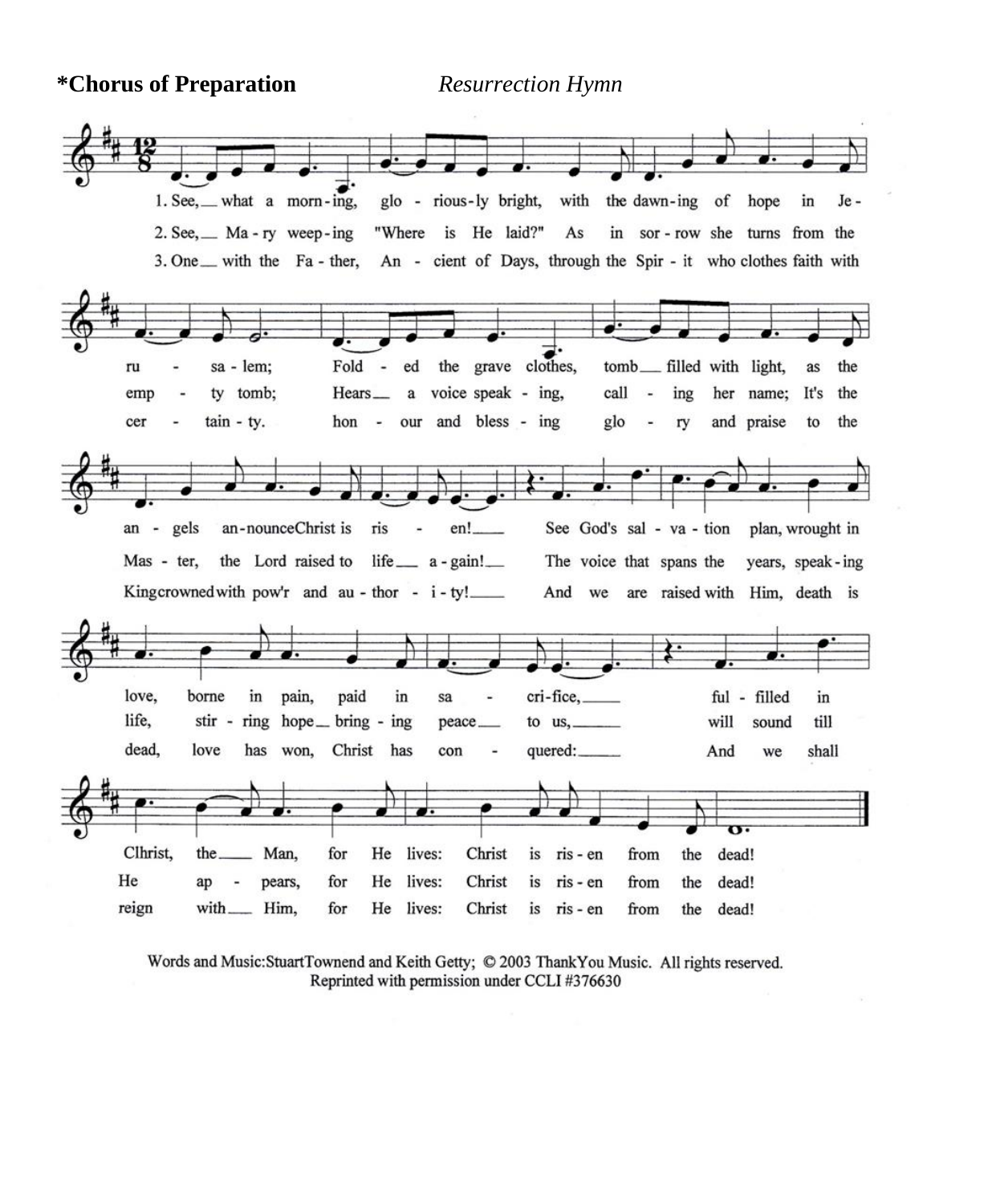**\*Chorus of Preparation** *Resurrection Hymn*

1. See,__ what a morn-ing, glo - rious-ly bright, with the dawn-ing of hope in Je - ru - sa - lem; Fold - ed the grave clothes, tomb__ filled with light, as the an - gels an-nounce Christ is ris - en!__ See God's sal - va - tion plan, wrought in love, borne in pain, paid in sa - cri-fice,__ ful - filled in Clhrist, the__ Man, for He lives: Christ is ris - en from the dead!

2. See,__ Ma - ry weep-ing "Where is He laid?" As in sor - row she turns from the emp - ty tomb; Hears__ a voice speak - ing, call - ing her name; It's the Mas - ter, the Lord raised to life__ a - gain!__ The voice that spans the years, speak-ing life, stir - ring hope__ bring - ing peace__ to us,__ will sound till He ap - pears, for He lives: Christ is ris - en from the dead!

3. One__ with the Fa - ther, An - cient of Days, through the Spir - it who clothes faith with cer - tain - ty. hon - our and bless - ing glo - ry and praise to the King crowned with pow'r and au - thor - i - ty!__ And we are raised with Him, death is dead, love has won, Christ has con - quered:__ And we shall reign with__ Him, for He lives: Christ is ris - en from the dead!

Words and Music: Stuart Townend and Keith Getty; © 2003 ThankYou Music. All rights reserved.
Reprinted with permission under CCLI #376630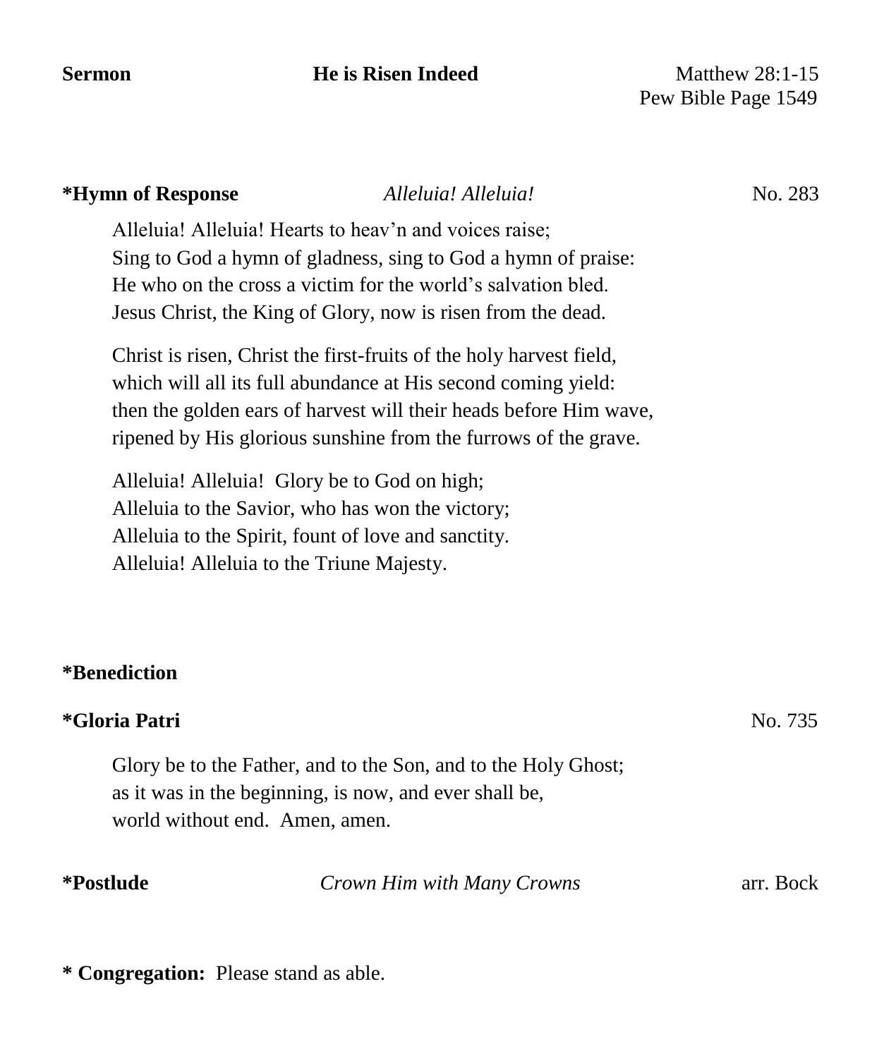**Sermon** **He is Risen Indeed** Matthew 28:1-15
Pew Bible Page 1549

**\*Hymn of Response** *Alleluia! Alleluia!* No. 283

Alleluia! Alleluia! Hearts to heav'n and voices raise;
Sing to God a hymn of gladness, sing to God a hymn of praise:
He who on the cross a victim for the world's salvation bled.
Jesus Christ, the King of Glory, now is risen from the dead.

Christ is risen, Christ the first-fruits of the holy harvest field,
which will all its full abundance at His second coming yield:
then the golden ears of harvest will their heads before Him wave,
ripened by His glorious sunshine from the furrows of the grave.

Alleluia! Alleluia! Glory be to God on high;
Alleluia to the Savior, who has won the victory;
Alleluia to the Spirit, fount of love and sanctity.
Alleluia! Alleluia to the Triune Majesty.

**\*Benediction**

**\*Gloria Patri** No. 735

Glory be to the Father, and to the Son, and to the Holy Ghost;
as it was in the beginning, is now, and ever shall be,
world without end. Amen, amen.

**\*Postlude** *Crown Him with Many Crowns* arr. Bock

**\* Congregation:** Please stand as able.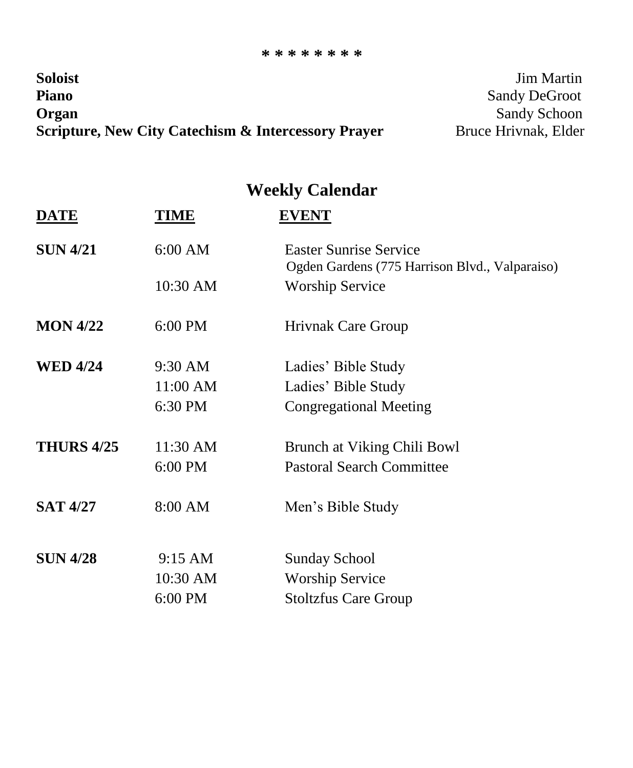\* \* \* \* \* \* \* \*

| | |
|---|---|
| **Soloist** | Jim Martin |
| **Piano** | Sandy DeGroot |
| **Organ** | Sandy Schoon |
| **Scripture, New City Catechism & Intercessory Prayer** | Bruce Hrivnak, Elder |

## Weekly Calendar

| DATE | TIME | EVENT |
|---|---|---|
| **SUN 4/21** | 6:00 AM | Easter Sunrise Service<br>Ogden Gardens (775 Harrison Blvd., Valparaiso) |
| | 10:30 AM | Worship Service |
| **MON 4/22** | 6:00 PM | Hrivnak Care Group |
| **WED 4/24** | 9:30 AM | Ladies' Bible Study |
| | 11:00 AM | Ladies' Bible Study |
| | 6:30 PM | Congregational Meeting |
| **THURS 4/25** | 11:30 AM | Brunch at Viking Chili Bowl |
| | 6:00 PM | Pastoral Search Committee |
| **SAT 4/27** | 8:00 AM | Men's Bible Study |
| **SUN 4/28** | 9:15 AM | Sunday School |
| | 10:30 AM | Worship Service |
| | 6:00 PM | Stoltzfus Care Group |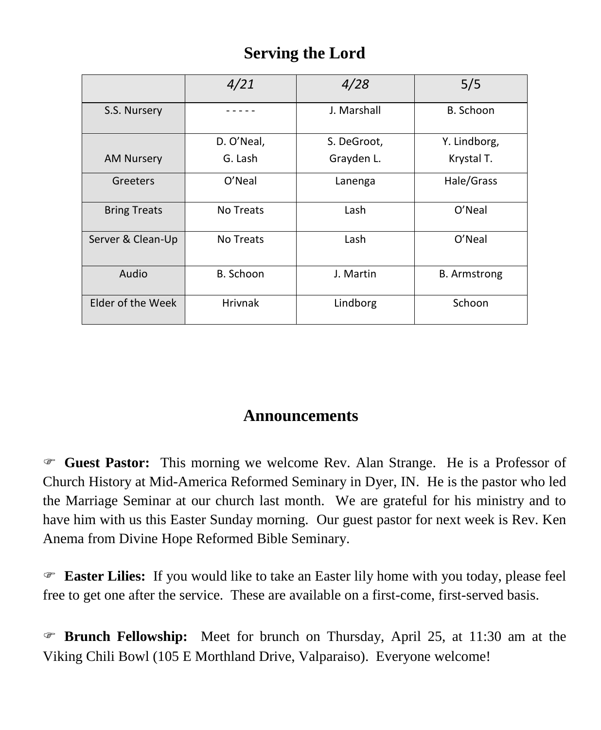## Serving the Lord

| | *4/21* | *4/28* | 5/5 |
|---|---|---|---|
| S.S. Nursery | - - - - - | J. Marshall | B. Schoon |
| AM Nursery | D. O'Neal, G. Lash | S. DeGroot, Grayden L. | Y. Lindborg, Krystal T. |
| Greeters | O'Neal | Lanenga | Hale/Grass |
| Bring Treats | No Treats | Lash | O'Neal |
| Server & Clean-Up | No Treats | Lash | O'Neal |
| Audio | B. Schoon | J. Martin | B. Armstrong |
| Elder of the Week | Hrivnak | Lindborg | Schoon |

## Announcements

☞ **Guest Pastor:** This morning we welcome Rev. Alan Strange. He is a Professor of Church History at Mid-America Reformed Seminary in Dyer, IN. He is the pastor who led the Marriage Seminar at our church last month. We are grateful for his ministry and to have him with us this Easter Sunday morning. Our guest pastor for next week is Rev. Ken Anema from Divine Hope Reformed Bible Seminary.

☞ **Easter Lilies:** If you would like to take an Easter lily home with you today, please feel free to get one after the service. These are available on a first-come, first-served basis.

☞ **Brunch Fellowship:** Meet for brunch on Thursday, April 25, at 11:30 am at the Viking Chili Bowl (105 E Morthland Drive, Valparaiso). Everyone welcome!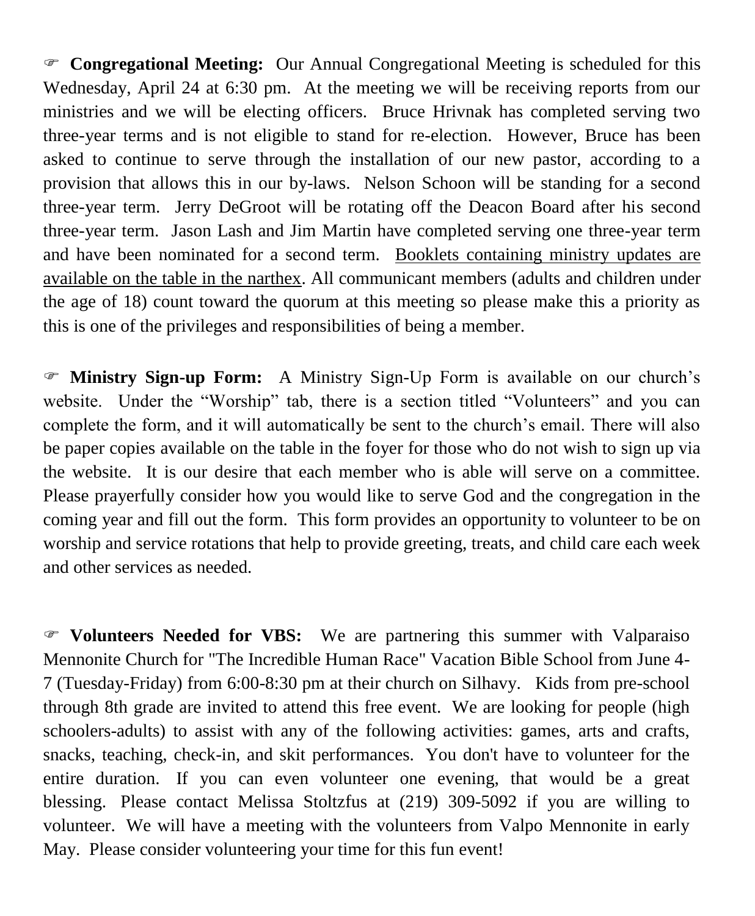☞ **Congregational Meeting:** Our Annual Congregational Meeting is scheduled for this Wednesday, April 24 at 6:30 pm. At the meeting we will be receiving reports from our ministries and we will be electing officers. Bruce Hrivnak has completed serving two three-year terms and is not eligible to stand for re-election. However, Bruce has been asked to continue to serve through the installation of our new pastor, according to a provision that allows this in our by-laws. Nelson Schoon will be standing for a second three-year term. Jerry DeGroot will be rotating off the Deacon Board after his second three-year term. Jason Lash and Jim Martin have completed serving one three-year term and have been nominated for a second term. <u>Booklets containing ministry updates are available on the table in the narthex</u>. All communicant members (adults and children under the age of 18) count toward the quorum at this meeting so please make this a priority as this is one of the privileges and responsibilities of being a member.

☞ **Ministry Sign-up Form:** A Ministry Sign-Up Form is available on our church's website. Under the "Worship" tab, there is a section titled "Volunteers" and you can complete the form, and it will automatically be sent to the church's email. There will also be paper copies available on the table in the foyer for those who do not wish to sign up via the website. It is our desire that each member who is able will serve on a committee. Please prayerfully consider how you would like to serve God and the congregation in the coming year and fill out the form. This form provides an opportunity to volunteer to be on worship and service rotations that help to provide greeting, treats, and child care each week and other services as needed.

☞ **Volunteers Needed for VBS:** We are partnering this summer with Valparaiso Mennonite Church for "The Incredible Human Race" Vacation Bible School from June 4-7 (Tuesday-Friday) from 6:00-8:30 pm at their church on Silhavy. Kids from pre-school through 8th grade are invited to attend this free event. We are looking for people (high schoolers-adults) to assist with any of the following activities: games, arts and crafts, snacks, teaching, check-in, and skit performances. You don't have to volunteer for the entire duration. If you can even volunteer one evening, that would be a great blessing. Please contact Melissa Stoltzfus at (219) 309-5092 if you are willing to volunteer. We will have a meeting with the volunteers from Valpo Mennonite in early May. Please consider volunteering your time for this fun event!